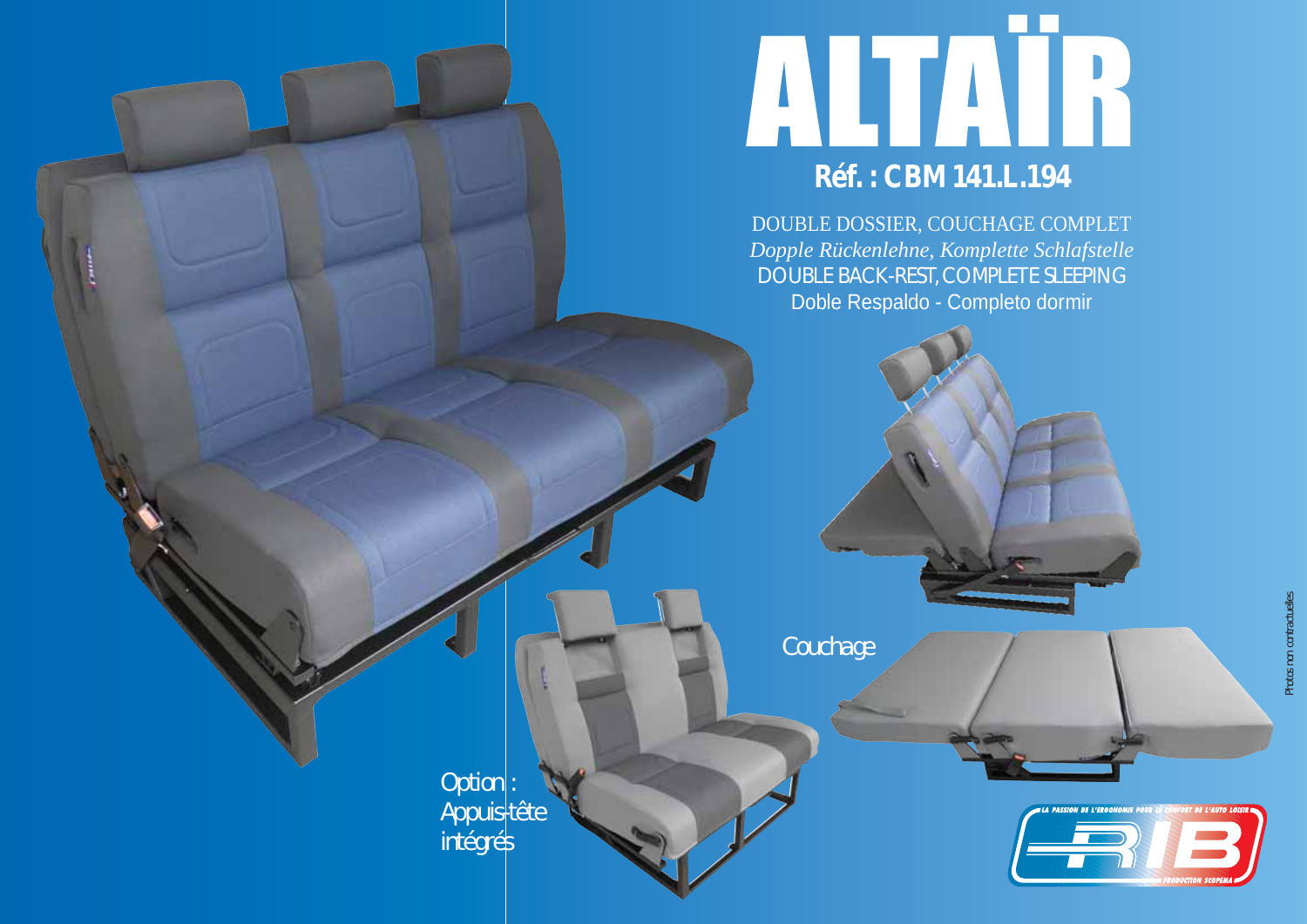# ALTAÏR

## Réf. : CBM 141.L.194

DOUBLE DOSSIER, COUCHAGE COMPLET
*Dopple Rückenlehne, Komplette Schlafstelle*
DOUBLE BACK-REST, COMPLETE SLEEPING
Doble Respaldo - Completo dormir

Couchage

Option :
Appuis-tête
intégrés

LA PASSION DE L'ERGONOMIE POUR LE CONFORT DE L'AUTO LOISIR
RIB
PRODUCTION SCOPEMA

Photos non contractuelles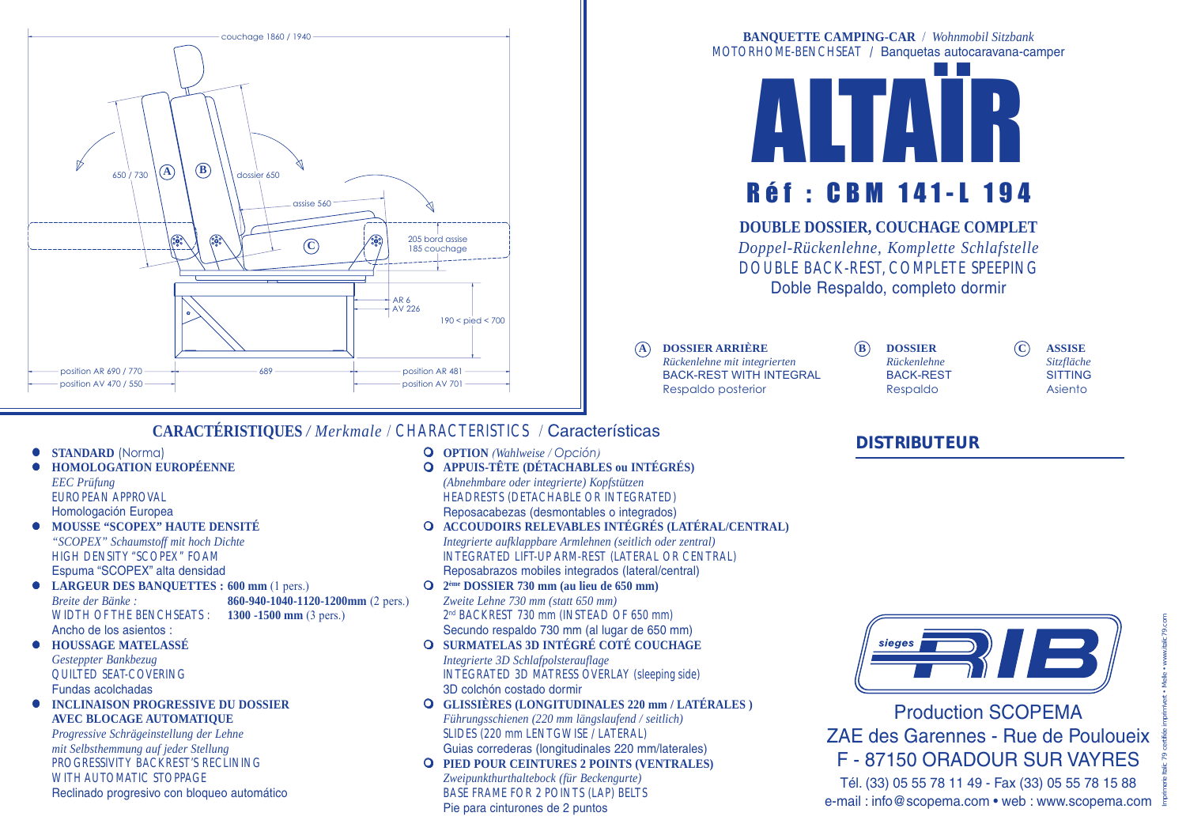couchage 1860 / 1940

650 / 730

A

B

dossier 650

assise 560

C

205 bord assise
185 couchage

AR 6
AV 226

190 < pied < 700

position AR 690 / 770

689

position AR 481

position AV 470 / 550

position AV 701

**BANQUETTE CAMPING-CAR** / *Wohnmobil Sitzbank*
MOTORHOME-BENCHSEAT / Banquetas autocaravana-camper

# ALTAÏR

## Réf : CBM 141-L 194

**DOUBLE DOSSIER, COUCHAGE COMPLET**
*Doppel-Rückenlehne, Komplette Schlafstelle*
DOUBLE BACK-REST, COMPLETE SPEEPING
Doble Respaldo, completo dormir

(A) **DOSSIER ARRIÈRE**
*Rückenlehne mit integrierten*
BACK-REST WITH INTEGRAL
Respaldo posterior

(B) **DOSSIER**
*Rückenlehne*
BACK-REST
Respaldo

(C) **ASSISE**
*Sitzfläche*
SITTING
Asiento

## CARACTÉRISTIQUES / *Merkmale* / CHARACTERISTICS / Características

- **STANDARD** (Norma)
- **HOMOLOGATION EUROPÉENNE**
  *EEC Prüfung*
  EUROPEAN APPROVAL
  Homologación Europea
- **MOUSSE “SCOPEX” HAUTE DENSITÉ**
  *“SCOPEX” Schaumstoff mit hoch Dichte*
  HIGH DENSITY “SCOPEX” FOAM
  Espuma “SCOPEX” alta densidad
- **LARGEUR DES BANQUETTES : 600 mm** (1 pers.)
  *Breite der Bänke :* **860-940-1040-1120-1200mm** (2 pers.)
  WIDTH OF THE BENCHSEATS : **1300 -1500 mm** (3 pers.)
  Ancho de los asientos :
- **HOUSSAGE MATELASSÉ**
  *Gesteppter Bankbezug*
  QUILTED SEAT-COVERING
  Fundas acolchadas
- **INCLINAISON PROGRESSIVE DU DOSSIER AVEC BLOCAGE AUTOMATIQUE**
  *Progressive Schrägeinstellung der Lehne mit Selbsthemmung auf jeder Stellung*
  PROGRESSIVITY BACKREST’S RECLINING WITH AUTOMATIC STOPPAGE
  Reclinado progresivo con bloqueo automático

- **OPTION** *(Wahlweise / Opción)*
- **APPUIS-TÊTE (DÉTACHABLES ou INTÉGRÉS)**
  *(Abnehmbare oder integrierte) Kopfstützen*
  HEADRESTS (DETACHABLE OR INTEGRATED)
  Reposacabezas (desmontables o integrados)
- **ACCOUDOIRS RELEVABLES INTÉGRÉS (LATÉRAL/CENTRAL)**
  *Integrierte aufklappbare Armlehnen (seitlich oder zentral)*
  INTEGRATED LIFT-UP ARM-REST (LATERAL OR CENTRAL)
  Reposabrazos mobiles integrados (lateral/central)
- **2ème DOSSIER 730 mm (au lieu de 650 mm)**
  *Zweite Lehne 730 mm (statt 650 mm)*
  2nd BACKREST 730 mm (INSTEAD OF 650 mm)
  Secundo respaldo 730 mm (al lugar de 650 mm)
- **SURMATELAS 3D INTÉGRÉ COTÉ COUCHAGE**
  *Integrierte 3D Schlafpolsterauflage*
  INTEGRATED 3D MATRESS OVERLAY (sleeping side)
  3D colchón costado dormir
- **GLISSIÈRES (LONGITUDINALES 220 mm / LATÉRALES )**
  *Führungsschienen (220 mm längslaufend / seitlich)*
  SLIDES (220 mm LENTGWISE / LATERAL)
  Guias correderas (longitudinales 220 mm/laterales)
- **PIED POUR CEINTURES 2 POINTS (VENTRALES)**
  *Zweipunkthurthaltebock (für Beckengurte)*
  BASE FRAME FOR 2 POINTS (LAP) BELTS
  Pie para cinturones de 2 puntos

## DISTRIBUTEUR

sieges RIB

Production SCOPEMA
ZAE des Garennes - Rue de Pouloueix
F - 87150 ORADOUR SUR VAYRES
Tél. (33) 05 55 78 11 49 - Fax (33) 05 55 78 15 88
e-mail : info@scopema.com • web : www.scopema.com

Imprimerie Italic 79 certifiée imprim'vert • Melle • www.italic79.com